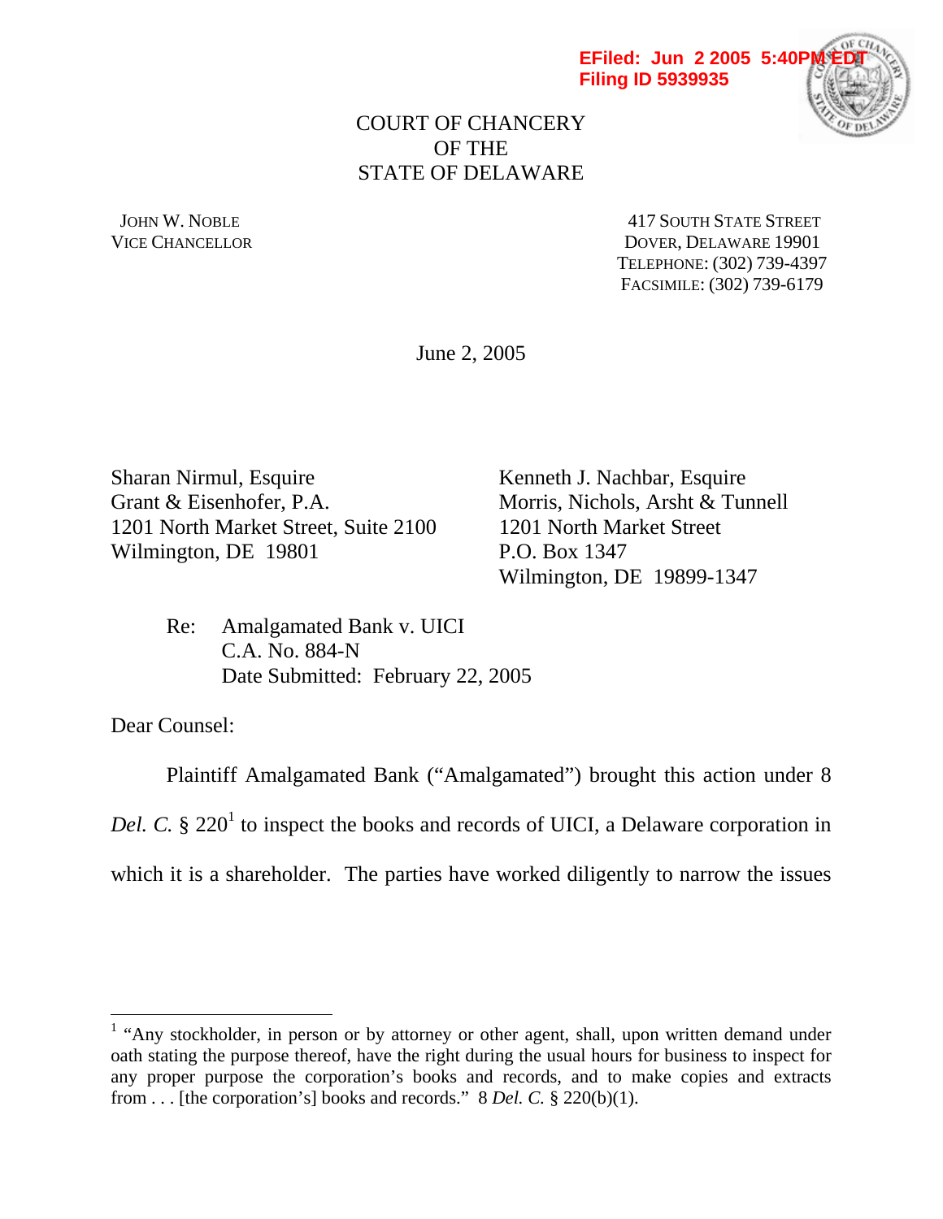EFiled: Jun 2 2005 5:40PM EDT
Filing ID 5939935

COURT OF CHANCERY
OF THE
STATE OF DELAWARE

JOHN W. NOBLE
VICE CHANCELLOR

417 SOUTH STATE STREET
DOVER, DELAWARE 19901
TELEPHONE: (302) 739-4397
FACSIMILE: (302) 739-6179

June 2, 2005

Sharan Nirmul, Esquire
Grant & Eisenhofer, P.A.
1201 North Market Street, Suite 2100
Wilmington, DE 19801

Kenneth J. Nachbar, Esquire
Morris, Nichols, Arsht & Tunnell
1201 North Market Street
P.O. Box 1347
Wilmington, DE 19899-1347

Re: Amalgamated Bank v. UICI
C.A. No. 884-N
Date Submitted: February 22, 2005

Dear Counsel:

Plaintiff Amalgamated Bank ("Amalgamated") brought this action under 8 *Del. C.* § 220[1] to inspect the books and records of UICI, a Delaware corporation in which it is a shareholder. The parties have worked diligently to narrow the issues

---

[1] "Any stockholder, in person or by attorney or other agent, shall, upon written demand under oath stating the purpose thereof, have the right during the usual hours for business to inspect for any proper purpose the corporation's books and records, and to make copies and extracts from . . . [the corporation's] books and records." 8 *Del. C.* § 220(b)(1).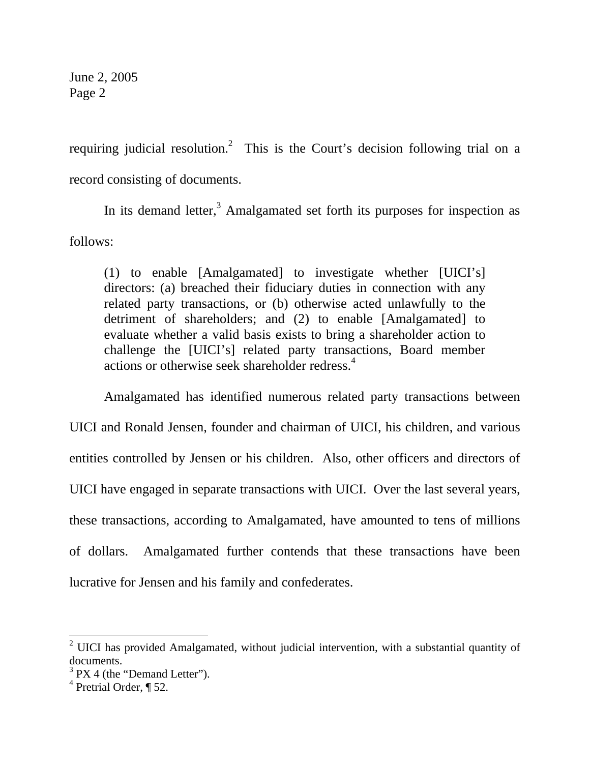requiring judicial resolution.[2] This is the Court's decision following trial on a record consisting of documents.

In its demand letter,[3] Amalgamated set forth its purposes for inspection as follows:

> (1) to enable [Amalgamated] to investigate whether [UICI's] directors: (a) breached their fiduciary duties in connection with any related party transactions, or (b) otherwise acted unlawfully to the detriment of shareholders; and (2) to enable [Amalgamated] to evaluate whether a valid basis exists to bring a shareholder action to challenge the [UICI's] related party transactions, Board member actions or otherwise seek shareholder redress.[4]

Amalgamated has identified numerous related party transactions between UICI and Ronald Jensen, founder and chairman of UICI, his children, and various entities controlled by Jensen or his children. Also, other officers and directors of UICI have engaged in separate transactions with UICI. Over the last several years, these transactions, according to Amalgamated, have amounted to tens of millions of dollars. Amalgamated further contends that these transactions have been lucrative for Jensen and his family and confederates.

---

[2] UICI has provided Amalgamated, without judicial intervention, with a substantial quantity of documents.

[3] PX 4 (the "Demand Letter").

[4] Pretrial Order, ¶ 52.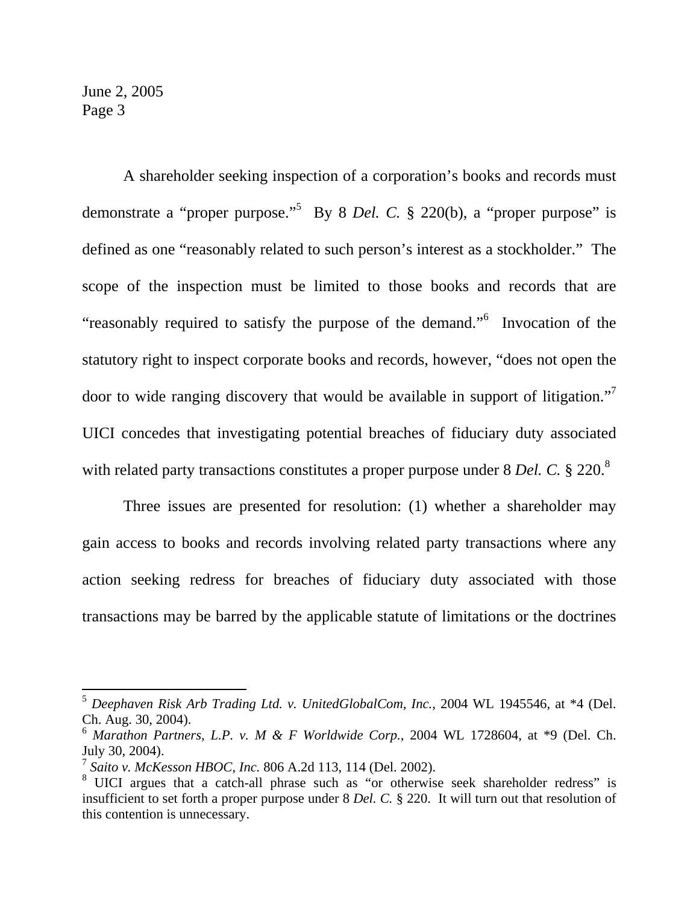A shareholder seeking inspection of a corporation's books and records must demonstrate a "proper purpose."[5] By 8 *Del. C.* § 220(b), a "proper purpose" is defined as one "reasonably related to such person's interest as a stockholder." The scope of the inspection must be limited to those books and records that are "reasonably required to satisfy the purpose of the demand."[6] Invocation of the statutory right to inspect corporate books and records, however, "does not open the door to wide ranging discovery that would be available in support of litigation."[7] UICI concedes that investigating potential breaches of fiduciary duty associated with related party transactions constitutes a proper purpose under 8 *Del. C.* § 220.[8]

Three issues are presented for resolution: (1) whether a shareholder may gain access to books and records involving related party transactions where any action seeking redress for breaches of fiduciary duty associated with those transactions may be barred by the applicable statute of limitations or the doctrines

---

[5] *Deephaven Risk Arb Trading Ltd. v. UnitedGlobalCom, Inc.*, 2004 WL 1945546, at *4 (Del. Ch. Aug. 30, 2004).

[6] *Marathon Partners, L.P. v. M & F Worldwide Corp.*, 2004 WL 1728604, at *9 (Del. Ch. July 30, 2004).

[7] *Saito v. McKesson HBOC, Inc.* 806 A.2d 113, 114 (Del. 2002).

[8] UICI argues that a catch-all phrase such as "or otherwise seek shareholder redress" is insufficient to set forth a proper purpose under 8 *Del. C.* § 220. It will turn out that resolution of this contention is unnecessary.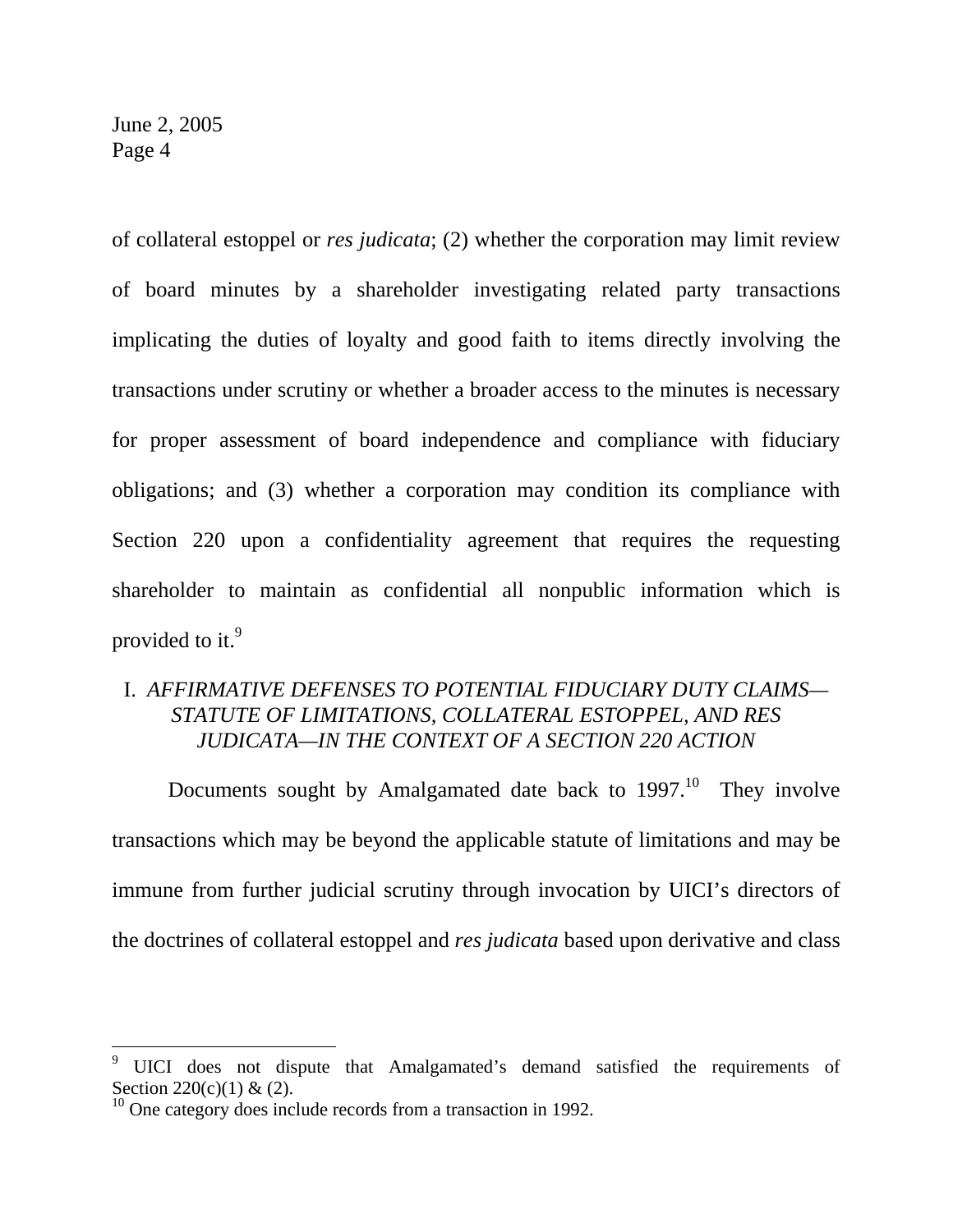of collateral estoppel or *res judicata*; (2) whether the corporation may limit review of board minutes by a shareholder investigating related party transactions implicating the duties of loyalty and good faith to items directly involving the transactions under scrutiny or whether a broader access to the minutes is necessary for proper assessment of board independence and compliance with fiduciary obligations; and (3) whether a corporation may condition its compliance with Section 220 upon a confidentiality agreement that requires the requesting shareholder to maintain as confidential all nonpublic information which is provided to it.[9]

## I. *AFFIRMATIVE DEFENSES TO POTENTIAL FIDUCIARY DUTY CLAIMS—STATUTE OF LIMITATIONS, COLLATERAL ESTOPPEL, AND RES JUDICATA—IN THE CONTEXT OF A SECTION 220 ACTION*

Documents sought by Amalgamated date back to 1997.[10] They involve transactions which may be beyond the applicable statute of limitations and may be immune from further judicial scrutiny through invocation by UICI's directors of the doctrines of collateral estoppel and *res judicata* based upon derivative and class

---

[9] UICI does not dispute that Amalgamated's demand satisfied the requirements of Section 220(c)(1) & (2).

[10] One category does include records from a transaction in 1992.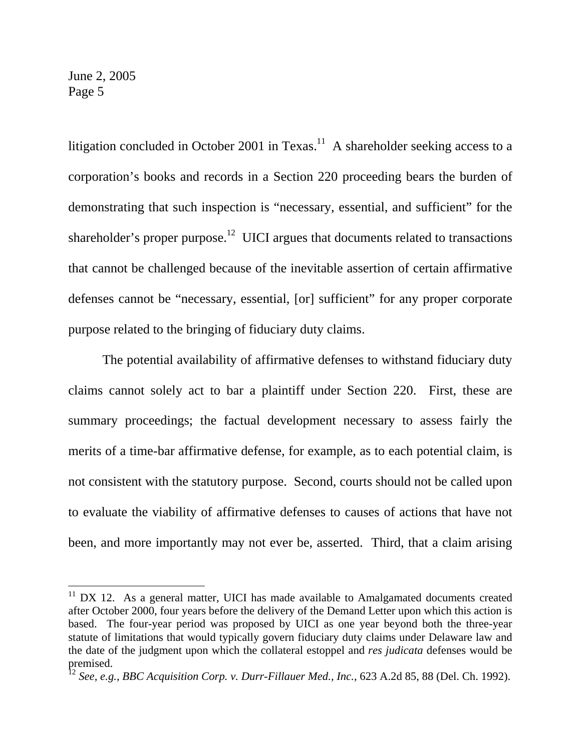litigation concluded in October 2001 in Texas.[11] A shareholder seeking access to a corporation's books and records in a Section 220 proceeding bears the burden of demonstrating that such inspection is "necessary, essential, and sufficient" for the shareholder's proper purpose.[12] UICI argues that documents related to transactions that cannot be challenged because of the inevitable assertion of certain affirmative defenses cannot be "necessary, essential, [or] sufficient" for any proper corporate purpose related to the bringing of fiduciary duty claims.

The potential availability of affirmative defenses to withstand fiduciary duty claims cannot solely act to bar a plaintiff under Section 220. First, these are summary proceedings; the factual development necessary to assess fairly the merits of a time-bar affirmative defense, for example, as to each potential claim, is not consistent with the statutory purpose. Second, courts should not be called upon to evaluate the viability of affirmative defenses to causes of actions that have not been, and more importantly may not ever be, asserted. Third, that a claim arising

---

[11] DX 12. As a general matter, UICI has made available to Amalgamated documents created after October 2000, four years before the delivery of the Demand Letter upon which this action is based. The four-year period was proposed by UICI as one year beyond both the three-year statute of limitations that would typically govern fiduciary duty claims under Delaware law and the date of the judgment upon which the collateral estoppel and *res judicata* defenses would be premised.

[12] *See, e.g.*, *BBC Acquisition Corp. v. Durr-Fillauer Med., Inc.*, 623 A.2d 85, 88 (Del. Ch. 1992).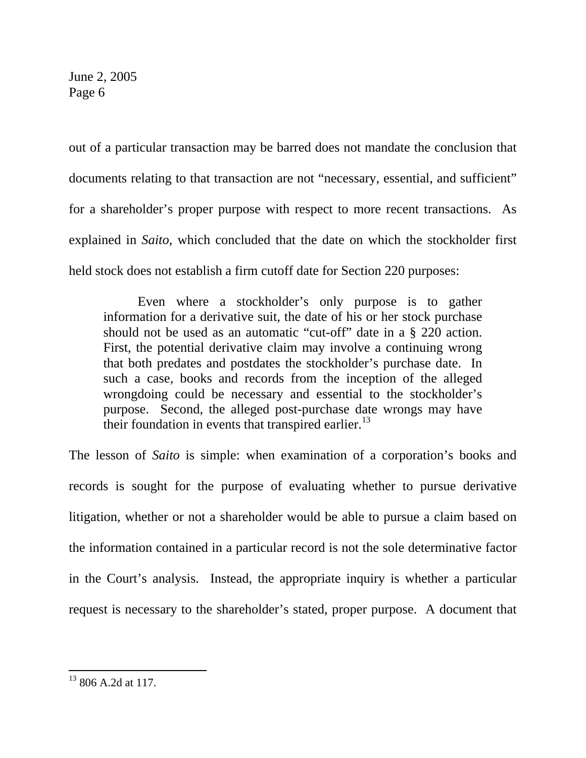out of a particular transaction may be barred does not mandate the conclusion that documents relating to that transaction are not "necessary, essential, and sufficient" for a shareholder's proper purpose with respect to more recent transactions. As explained in *Saito*, which concluded that the date on which the stockholder first held stock does not establish a firm cutoff date for Section 220 purposes:

> Even where a stockholder's only purpose is to gather information for a derivative suit, the date of his or her stock purchase should not be used as an automatic "cut-off" date in a § 220 action. First, the potential derivative claim may involve a continuing wrong that both predates and postdates the stockholder's purchase date. In such a case, books and records from the inception of the alleged wrongdoing could be necessary and essential to the stockholder's purpose. Second, the alleged post-purchase date wrongs may have their foundation in events that transpired earlier.[13]

The lesson of *Saito* is simple: when examination of a corporation's books and records is sought for the purpose of evaluating whether to pursue derivative litigation, whether or not a shareholder would be able to pursue a claim based on the information contained in a particular record is not the sole determinative factor in the Court's analysis. Instead, the appropriate inquiry is whether a particular request is necessary to the shareholder's stated, proper purpose. A document that

---

[13] 806 A.2d at 117.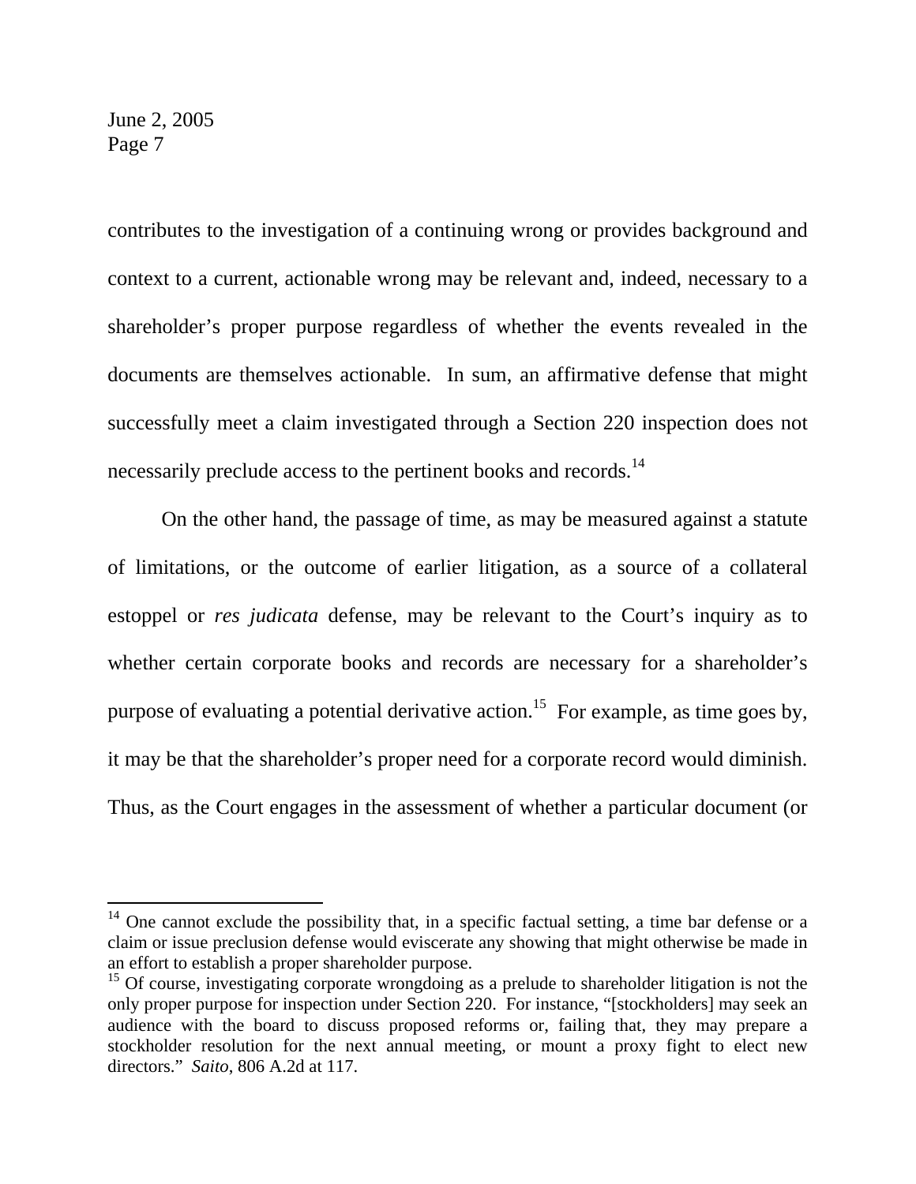contributes to the investigation of a continuing wrong or provides background and context to a current, actionable wrong may be relevant and, indeed, necessary to a shareholder's proper purpose regardless of whether the events revealed in the documents are themselves actionable. In sum, an affirmative defense that might successfully meet a claim investigated through a Section 220 inspection does not necessarily preclude access to the pertinent books and records.[14]

On the other hand, the passage of time, as may be measured against a statute of limitations, or the outcome of earlier litigation, as a source of a collateral estoppel or *res judicata* defense, may be relevant to the Court's inquiry as to whether certain corporate books and records are necessary for a shareholder's purpose of evaluating a potential derivative action.[15] For example, as time goes by, it may be that the shareholder's proper need for a corporate record would diminish. Thus, as the Court engages in the assessment of whether a particular document (or

---

[14] One cannot exclude the possibility that, in a specific factual setting, a time bar defense or a claim or issue preclusion defense would eviscerate any showing that might otherwise be made in an effort to establish a proper shareholder purpose.

[15] Of course, investigating corporate wrongdoing as a prelude to shareholder litigation is not the only proper purpose for inspection under Section 220. For instance, "[stockholders] may seek an audience with the board to discuss proposed reforms or, failing that, they may prepare a stockholder resolution for the next annual meeting, or mount a proxy fight to elect new directors." *Saito*, 806 A.2d at 117.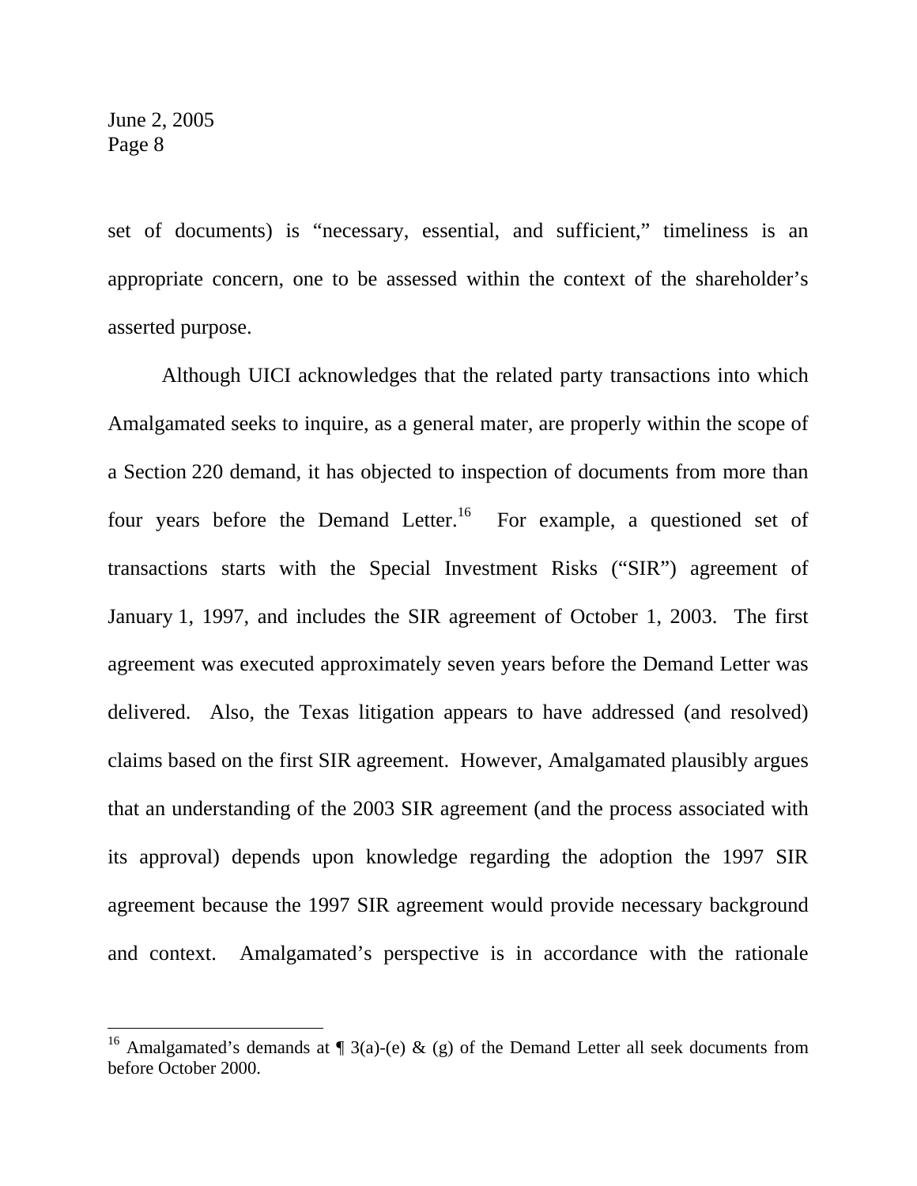set of documents) is "necessary, essential, and sufficient," timeliness is an appropriate concern, one to be assessed within the context of the shareholder's asserted purpose.

Although UICI acknowledges that the related party transactions into which Amalgamated seeks to inquire, as a general mater, are properly within the scope of a Section 220 demand, it has objected to inspection of documents from more than four years before the Demand Letter.[16] For example, a questioned set of transactions starts with the Special Investment Risks ("SIR") agreement of January 1, 1997, and includes the SIR agreement of October 1, 2003. The first agreement was executed approximately seven years before the Demand Letter was delivered. Also, the Texas litigation appears to have addressed (and resolved) claims based on the first SIR agreement. However, Amalgamated plausibly argues that an understanding of the 2003 SIR agreement (and the process associated with its approval) depends upon knowledge regarding the adoption the 1997 SIR agreement because the 1997 SIR agreement would provide necessary background and context. Amalgamated's perspective is in accordance with the rationale

---

[16] Amalgamated's demands at ¶ 3(a)-(e) & (g) of the Demand Letter all seek documents from before October 2000.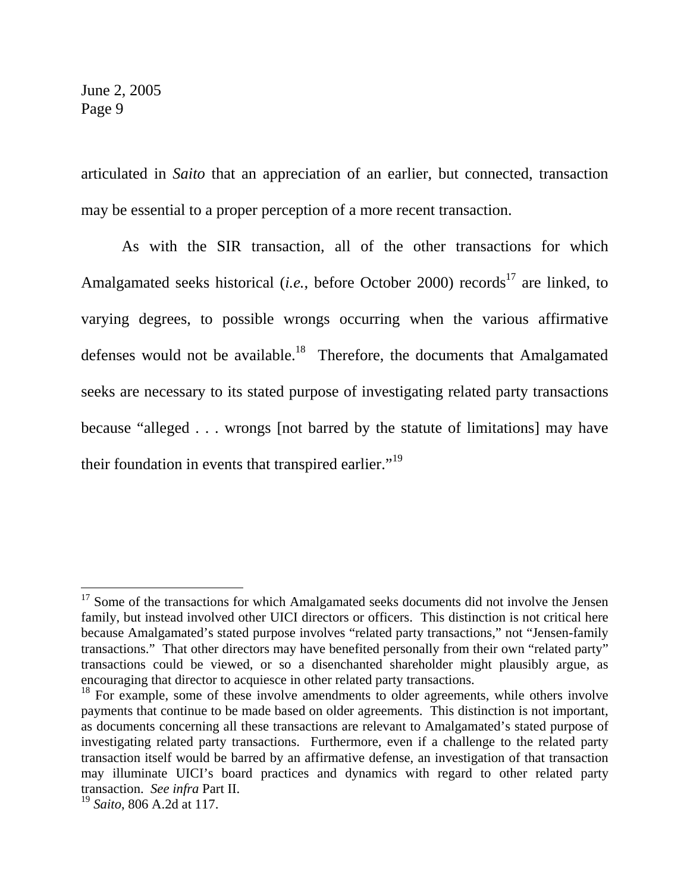articulated in *Saito* that an appreciation of an earlier, but connected, transaction may be essential to a proper perception of a more recent transaction.

As with the SIR transaction, all of the other transactions for which Amalgamated seeks historical (*i.e.*, before October 2000) records[17] are linked, to varying degrees, to possible wrongs occurring when the various affirmative defenses would not be available.[18] Therefore, the documents that Amalgamated seeks are necessary to its stated purpose of investigating related party transactions because "alleged . . . wrongs [not barred by the statute of limitations] may have their foundation in events that transpired earlier."[19]

---

[17] Some of the transactions for which Amalgamated seeks documents did not involve the Jensen family, but instead involved other UICI directors or officers. This distinction is not critical here because Amalgamated's stated purpose involves "related party transactions," not "Jensen-family transactions." That other directors may have benefited personally from their own "related party" transactions could be viewed, or so a disenchanted shareholder might plausibly argue, as encouraging that director to acquiesce in other related party transactions.

[18] For example, some of these involve amendments to older agreements, while others involve payments that continue to be made based on older agreements. This distinction is not important, as documents concerning all these transactions are relevant to Amalgamated's stated purpose of investigating related party transactions. Furthermore, even if a challenge to the related party transaction itself would be barred by an affirmative defense, an investigation of that transaction may illuminate UICI's board practices and dynamics with regard to other related party transaction. *See infra* Part II.

[19] *Saito*, 806 A.2d at 117.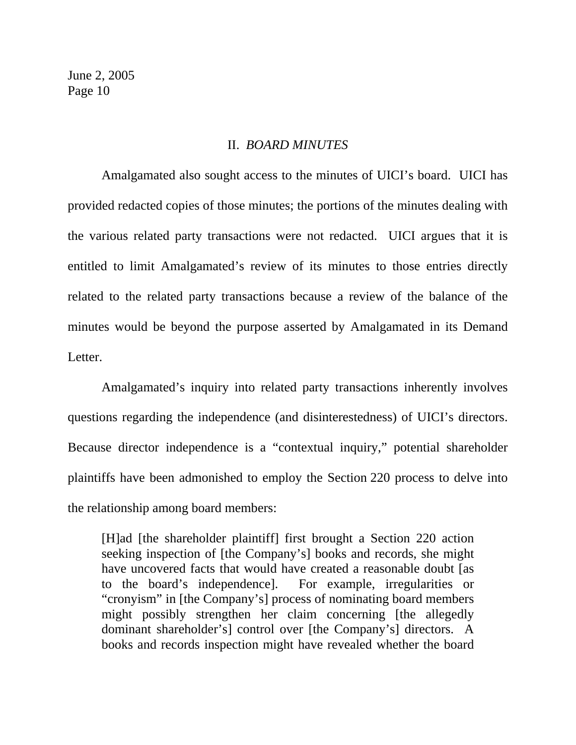## II. *BOARD MINUTES*

Amalgamated also sought access to the minutes of UICI's board. UICI has provided redacted copies of those minutes; the portions of the minutes dealing with the various related party transactions were not redacted. UICI argues that it is entitled to limit Amalgamated's review of its minutes to those entries directly related to the related party transactions because a review of the balance of the minutes would be beyond the purpose asserted by Amalgamated in its Demand Letter.

Amalgamated's inquiry into related party transactions inherently involves questions regarding the independence (and disinterestedness) of UICI's directors. Because director independence is a "contextual inquiry," potential shareholder plaintiffs have been admonished to employ the Section 220 process to delve into the relationship among board members:

> [H]ad [the shareholder plaintiff] first brought a Section 220 action seeking inspection of [the Company's] books and records, she might have uncovered facts that would have created a reasonable doubt [as to the board's independence]. For example, irregularities or "cronyism" in [the Company's] process of nominating board members might possibly strengthen her claim concerning [the allegedly dominant shareholder's] control over [the Company's] directors. A books and records inspection might have revealed whether the board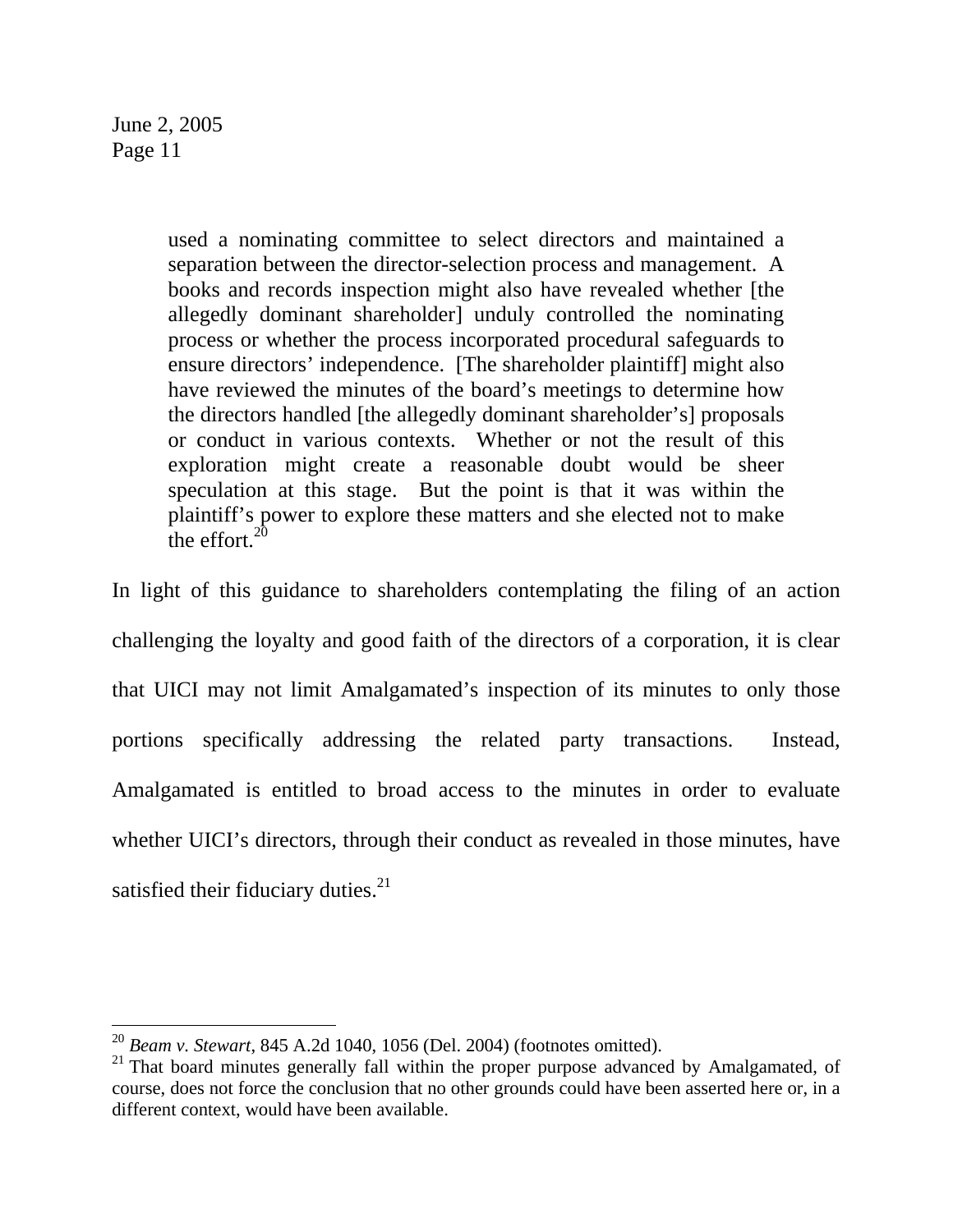> used a nominating committee to select directors and maintained a separation between the director-selection process and management. A books and records inspection might also have revealed whether [the allegedly dominant shareholder] unduly controlled the nominating process or whether the process incorporated procedural safeguards to ensure directors' independence. [The shareholder plaintiff] might also have reviewed the minutes of the board's meetings to determine how the directors handled [the allegedly dominant shareholder's] proposals or conduct in various contexts. Whether or not the result of this exploration might create a reasonable doubt would be sheer speculation at this stage. But the point is that it was within the plaintiff's power to explore these matters and she elected not to make the effort.[20]

In light of this guidance to shareholders contemplating the filing of an action challenging the loyalty and good faith of the directors of a corporation, it is clear that UICI may not limit Amalgamated's inspection of its minutes to only those portions specifically addressing the related party transactions. Instead, Amalgamated is entitled to broad access to the minutes in order to evaluate whether UICI's directors, through their conduct as revealed in those minutes, have satisfied their fiduciary duties.[21]

---

[20] *Beam v. Stewart*, 845 A.2d 1040, 1056 (Del. 2004) (footnotes omitted).

[21] That board minutes generally fall within the proper purpose advanced by Amalgamated, of course, does not force the conclusion that no other grounds could have been asserted here or, in a different context, would have been available.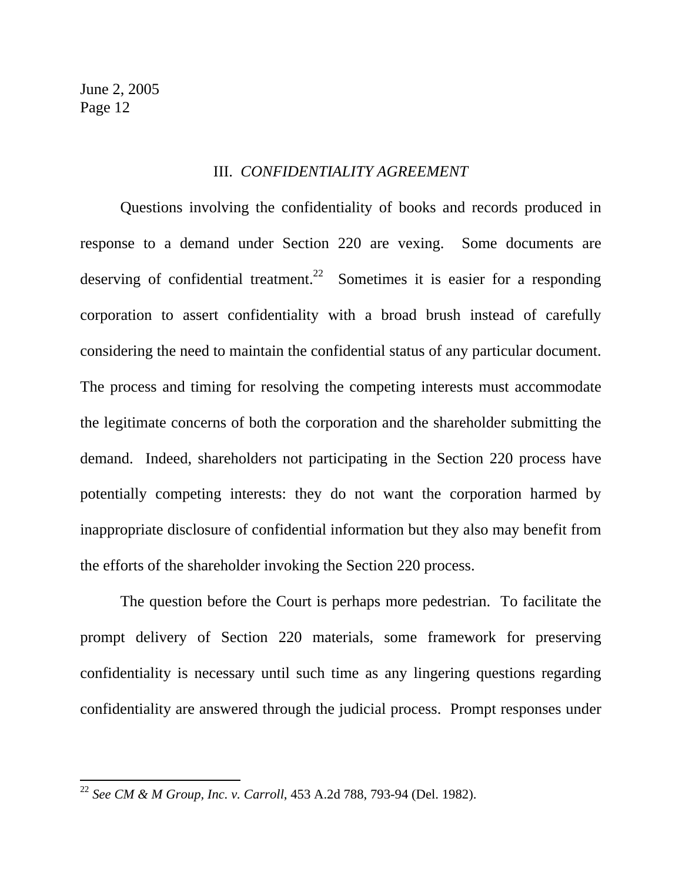## III. *CONFIDENTIALITY AGREEMENT*

Questions involving the confidentiality of books and records produced in response to a demand under Section 220 are vexing. Some documents are deserving of confidential treatment.[22] Sometimes it is easier for a responding corporation to assert confidentiality with a broad brush instead of carefully considering the need to maintain the confidential status of any particular document. The process and timing for resolving the competing interests must accommodate the legitimate concerns of both the corporation and the shareholder submitting the demand. Indeed, shareholders not participating in the Section 220 process have potentially competing interests: they do not want the corporation harmed by inappropriate disclosure of confidential information but they also may benefit from the efforts of the shareholder invoking the Section 220 process.

The question before the Court is perhaps more pedestrian. To facilitate the prompt delivery of Section 220 materials, some framework for preserving confidentiality is necessary until such time as any lingering questions regarding confidentiality are answered through the judicial process. Prompt responses under

---

[22] *See CM & M Group, Inc. v. Carroll*, 453 A.2d 788, 793-94 (Del. 1982).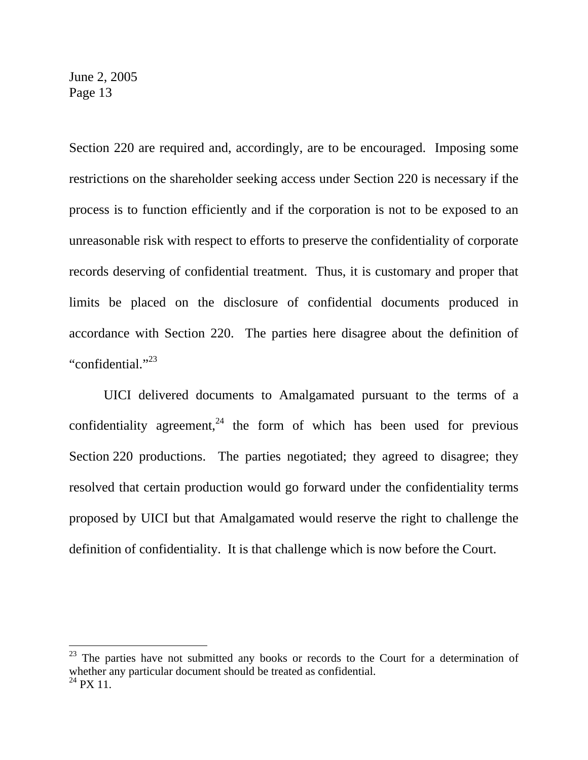Section 220 are required and, accordingly, are to be encouraged. Imposing some restrictions on the shareholder seeking access under Section 220 is necessary if the process is to function efficiently and if the corporation is not to be exposed to an unreasonable risk with respect to efforts to preserve the confidentiality of corporate records deserving of confidential treatment. Thus, it is customary and proper that limits be placed on the disclosure of confidential documents produced in accordance with Section 220. The parties here disagree about the definition of "confidential."[23]

UICI delivered documents to Amalgamated pursuant to the terms of a confidentiality agreement,[24] the form of which has been used for previous Section 220 productions. The parties negotiated; they agreed to disagree; they resolved that certain production would go forward under the confidentiality terms proposed by UICI but that Amalgamated would reserve the right to challenge the definition of confidentiality. It is that challenge which is now before the Court.

---

[23] The parties have not submitted any books or records to the Court for a determination of whether any particular document should be treated as confidential.

[24] PX 11.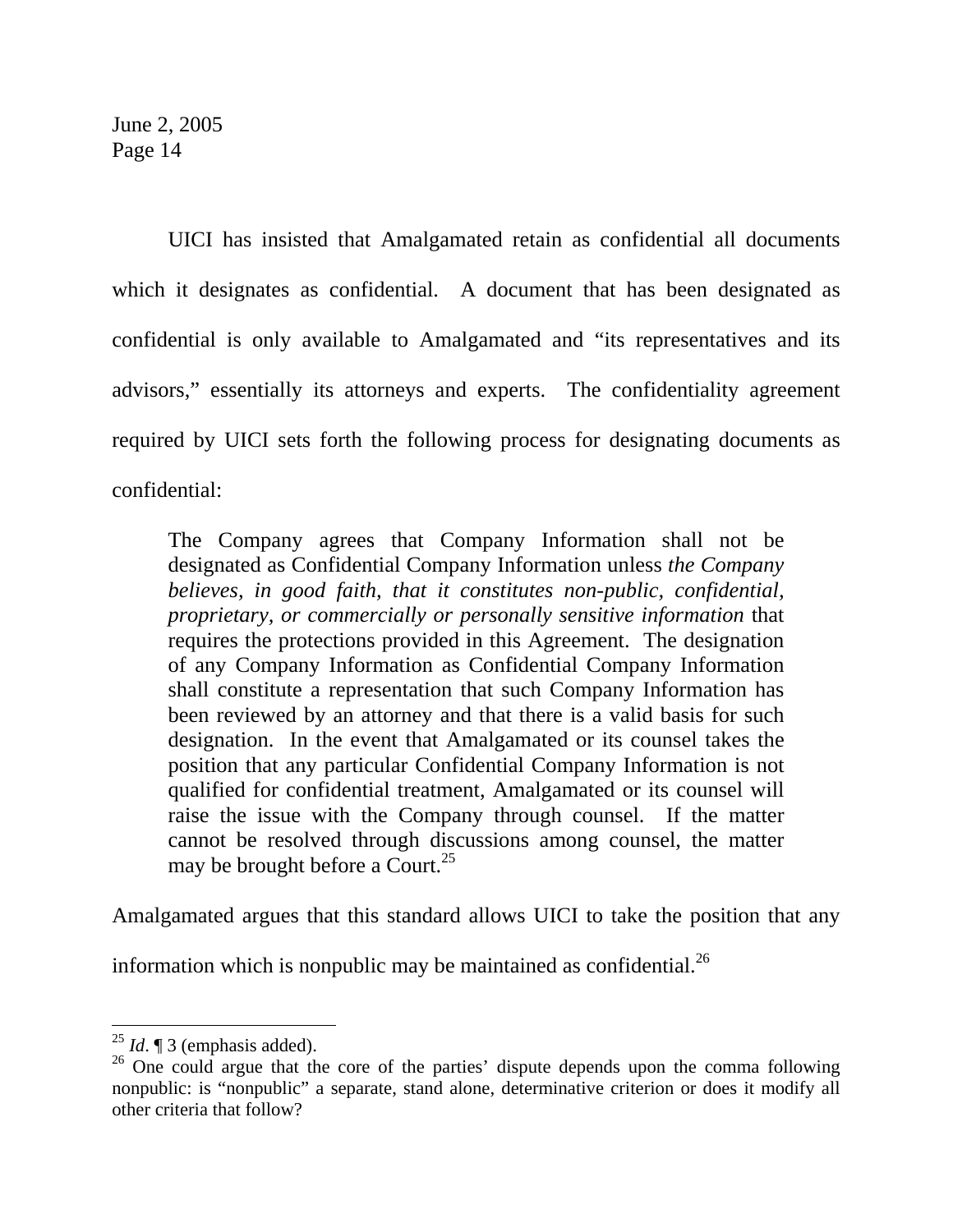UICI has insisted that Amalgamated retain as confidential all documents which it designates as confidential. A document that has been designated as confidential is only available to Amalgamated and "its representatives and its advisors," essentially its attorneys and experts. The confidentiality agreement required by UICI sets forth the following process for designating documents as confidential:

> The Company agrees that Company Information shall not be designated as Confidential Company Information unless *the Company believes, in good faith, that it constitutes non-public, confidential, proprietary, or commercially or personally sensitive information* that requires the protections provided in this Agreement. The designation of any Company Information as Confidential Company Information shall constitute a representation that such Company Information has been reviewed by an attorney and that there is a valid basis for such designation. In the event that Amalgamated or its counsel takes the position that any particular Confidential Company Information is not qualified for confidential treatment, Amalgamated or its counsel will raise the issue with the Company through counsel. If the matter cannot be resolved through discussions among counsel, the matter may be brought before a Court.[25]

Amalgamated argues that this standard allows UICI to take the position that any information which is nonpublic may be maintained as confidential.[26]

---

[25] *Id*. ¶ 3 (emphasis added).

[26] One could argue that the core of the parties' dispute depends upon the comma following nonpublic: is "nonpublic" a separate, stand alone, determinative criterion or does it modify all other criteria that follow?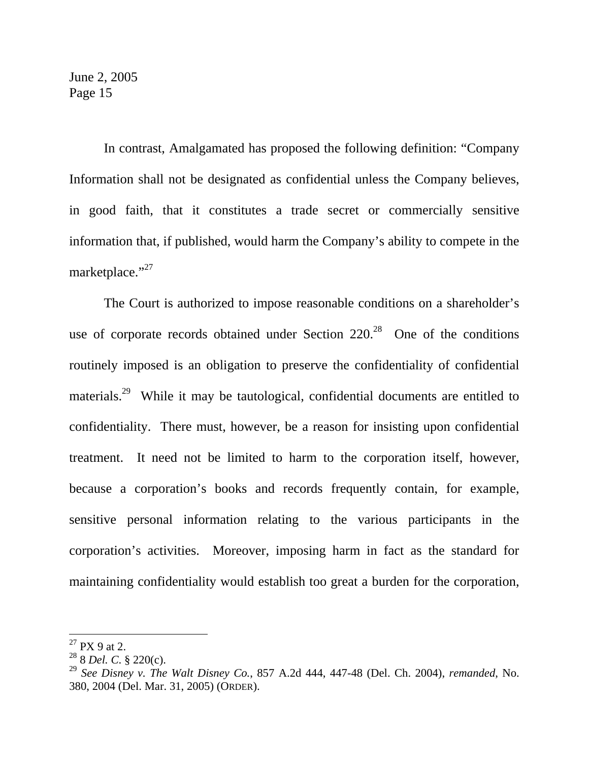In contrast, Amalgamated has proposed the following definition: "Company Information shall not be designated as confidential unless the Company believes, in good faith, that it constitutes a trade secret or commercially sensitive information that, if published, would harm the Company's ability to compete in the marketplace."[27]

The Court is authorized to impose reasonable conditions on a shareholder's use of corporate records obtained under Section 220.[28] One of the conditions routinely imposed is an obligation to preserve the confidentiality of confidential materials.[29] While it may be tautological, confidential documents are entitled to confidentiality. There must, however, be a reason for insisting upon confidential treatment. It need not be limited to harm to the corporation itself, however, because a corporation's books and records frequently contain, for example, sensitive personal information relating to the various participants in the corporation's activities. Moreover, imposing harm in fact as the standard for maintaining confidentiality would establish too great a burden for the corporation,

---

[27] PX 9 at 2.

[28] 8 *Del. C.* § 220(c).

[29] *See Disney v. The Walt Disney Co.*, 857 A.2d 444, 447-48 (Del. Ch. 2004), *remanded*, No. 380, 2004 (Del. Mar. 31, 2005) (ORDER).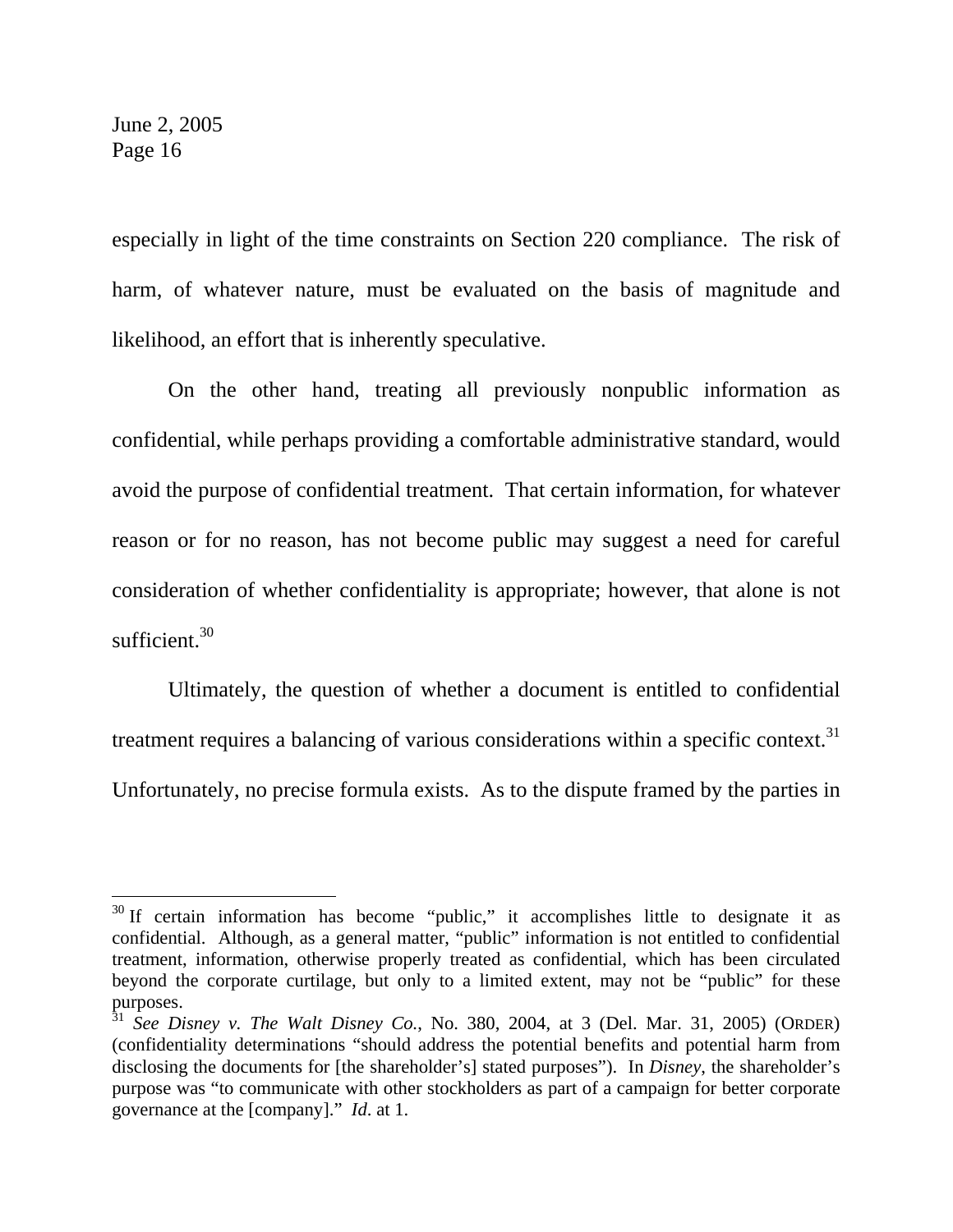especially in light of the time constraints on Section 220 compliance. The risk of harm, of whatever nature, must be evaluated on the basis of magnitude and likelihood, an effort that is inherently speculative.

On the other hand, treating all previously nonpublic information as confidential, while perhaps providing a comfortable administrative standard, would avoid the purpose of confidential treatment. That certain information, for whatever reason or for no reason, has not become public may suggest a need for careful consideration of whether confidentiality is appropriate; however, that alone is not sufficient.[30]

Ultimately, the question of whether a document is entitled to confidential treatment requires a balancing of various considerations within a specific context.[31] Unfortunately, no precise formula exists. As to the dispute framed by the parties in

---

[30] If certain information has become "public," it accomplishes little to designate it as confidential. Although, as a general matter, "public" information is not entitled to confidential treatment, information, otherwise properly treated as confidential, which has been circulated beyond the corporate curtilage, but only to a limited extent, may not be "public" for these purposes.

[31] *See Disney v. The Walt Disney Co.*, No. 380, 2004, at 3 (Del. Mar. 31, 2005) (ORDER) (confidentiality determinations "should address the potential benefits and potential harm from disclosing the documents for [the shareholder's] stated purposes"). In *Disney*, the shareholder's purpose was "to communicate with other stockholders as part of a campaign for better corporate governance at the [company]." *Id*. at 1.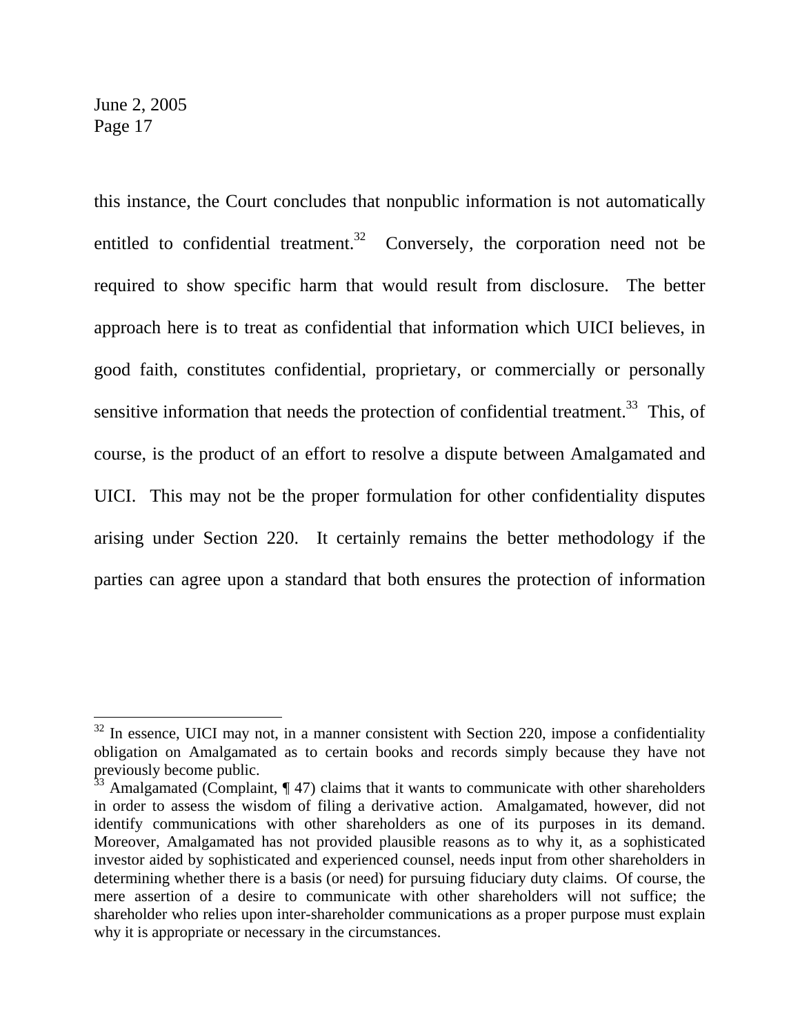this instance, the Court concludes that nonpublic information is not automatically entitled to confidential treatment.[32] Conversely, the corporation need not be required to show specific harm that would result from disclosure. The better approach here is to treat as confidential that information which UICI believes, in good faith, constitutes confidential, proprietary, or commercially or personally sensitive information that needs the protection of confidential treatment.[33] This, of course, is the product of an effort to resolve a dispute between Amalgamated and UICI. This may not be the proper formulation for other confidentiality disputes arising under Section 220. It certainly remains the better methodology if the parties can agree upon a standard that both ensures the protection of information

---

[32] In essence, UICI may not, in a manner consistent with Section 220, impose a confidentiality obligation on Amalgamated as to certain books and records simply because they have not previously become public.

[33] Amalgamated (Complaint, ¶ 47) claims that it wants to communicate with other shareholders in order to assess the wisdom of filing a derivative action. Amalgamated, however, did not identify communications with other shareholders as one of its purposes in its demand. Moreover, Amalgamated has not provided plausible reasons as to why it, as a sophisticated investor aided by sophisticated and experienced counsel, needs input from other shareholders in determining whether there is a basis (or need) for pursuing fiduciary duty claims. Of course, the mere assertion of a desire to communicate with other shareholders will not suffice; the shareholder who relies upon inter-shareholder communications as a proper purpose must explain why it is appropriate or necessary in the circumstances.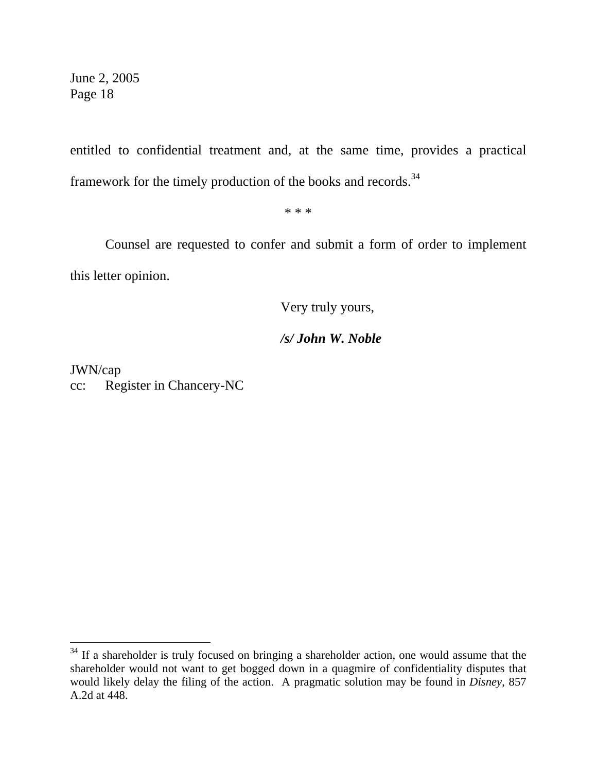entitled to confidential treatment and, at the same time, provides a practical framework for the timely production of the books and records.[34]

* * *

Counsel are requested to confer and submit a form of order to implement this letter opinion.

Very truly yours,

***/s/ John W. Noble***

JWN/cap
cc: Register in Chancery-NC

---

[34] If a shareholder is truly focused on bringing a shareholder action, one would assume that the shareholder would not want to get bogged down in a quagmire of confidentiality disputes that would likely delay the filing of the action. A pragmatic solution may be found in *Disney*, 857 A.2d at 448.